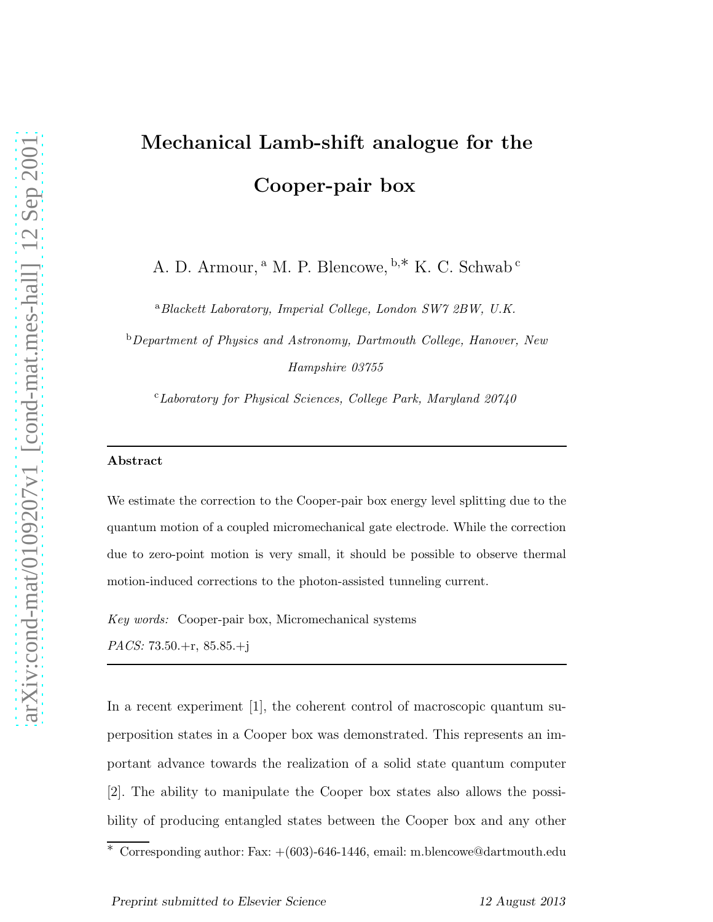# Mechanical Lamb-shift analogue for the Cooper-pair box

A. D. Armour, [a] M. P. Blencowe, [b,*] K. C. Schwab [c]

[a] *Blackett Laboratory, Imperial College, London SW7 2BW, U.K.*

[b] *Department of Physics and Astronomy, Dartmouth College, Hanover, New Hampshire 03755*

[c] *Laboratory for Physical Sciences, College Park, Maryland 20740*

---

**Abstract**

We estimate the correction to the Cooper-pair box energy level splitting due to the quantum motion of a coupled micromechanical gate electrode. While the correction due to zero-point motion is very small, it should be possible to observe thermal motion-induced corrections to the photon-assisted tunneling current.

*Key words:* Cooper-pair box, Micromechanical systems

*PACS:* 73.50.+r, 85.85.+j

---

In a recent experiment [1], the coherent control of macroscopic quantum superposition states in a Cooper box was demonstrated. This represents an important advance towards the realization of a solid state quantum computer [2]. The ability to manipulate the Cooper box states also allows the possibility of producing entangled states between the Cooper box and any other

---

* Corresponding author: Fax: +(603)-646-1446, email: m.blencowe@dartmouth.edu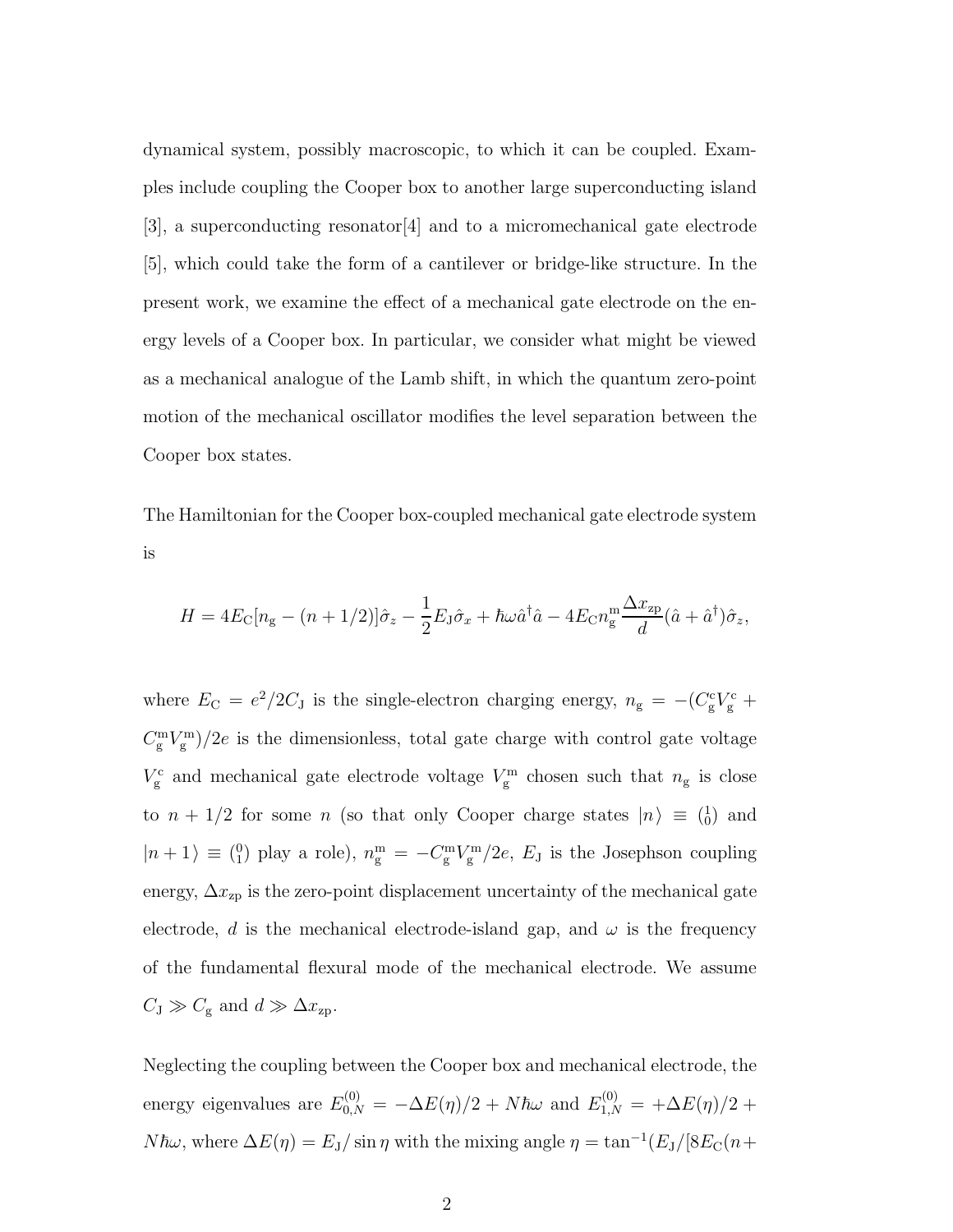dynamical system, possibly macroscopic, to which it can be coupled. Examples include coupling the Cooper box to another large superconducting island [3], a superconducting resonator[4] and to a micromechanical gate electrode [5], which could take the form of a cantilever or bridge-like structure. In the present work, we examine the effect of a mechanical gate electrode on the energy levels of a Cooper box. In particular, we consider what might be viewed as a mechanical analogue of the Lamb shift, in which the quantum zero-point motion of the mechanical oscillator modifies the level separation between the Cooper box states.

The Hamiltonian for the Cooper box-coupled mechanical gate electrode system is

$$H = 4E_{\rm C}[n_{\rm g} - (n + 1/2)]\hat{\sigma}_z - \frac{1}{2}E_{\rm J}\hat{\sigma}_x + \hbar\omega\hat{a}^\dagger\hat{a} - 4E_{\rm C}n_{\rm g}^{\rm m}\frac{\Delta x_{\rm zp}}{d}(\hat{a} + \hat{a}^\dagger)\hat{\sigma}_z,$$

where $E_{\rm C} = e^2/2C_{\rm J}$ is the single-electron charging energy, $n_{\rm g} = -(C_{\rm g}^{\rm c}V_{\rm g}^{\rm c} + C_{\rm g}^{\rm m}V_{\rm g}^{\rm m})/2e$ is the dimensionless, total gate charge with control gate voltage $V_{\rm g}^{\rm c}$ and mechanical gate electrode voltage $V_{\rm g}^{\rm m}$ chosen such that $n_{\rm g}$ is close to $n + 1/2$ for some $n$ (so that only Cooper charge states $|n\rangle \equiv \binom{1}{0}$ and $|n+1\rangle \equiv \binom{0}{1}$ play a role), $n_{\rm g}^{\rm m} = -C_{\rm g}^{\rm m}V_{\rm g}^{\rm m}/2e$, $E_{\rm J}$ is the Josephson coupling energy, $\Delta x_{\rm zp}$ is the zero-point displacement uncertainty of the mechanical gate electrode, $d$ is the mechanical electrode-island gap, and $\omega$ is the frequency of the fundamental flexural mode of the mechanical electrode. We assume $C_{\rm J} \gg C_{\rm g}$ and $d \gg \Delta x_{\rm zp}$.

Neglecting the coupling between the Cooper box and mechanical electrode, the energy eigenvalues are $E_{0,N}^{(0)} = -\Delta E(\eta)/2 + N\hbar\omega$ and $E_{1,N}^{(0)} = +\Delta E(\eta)/2 + N\hbar\omega$, where $\Delta E(\eta) = E_{\rm J}/\sin\eta$ with the mixing angle $\eta = \tan^{-1}(E_{\rm J}/[8E_{\rm C}(n+$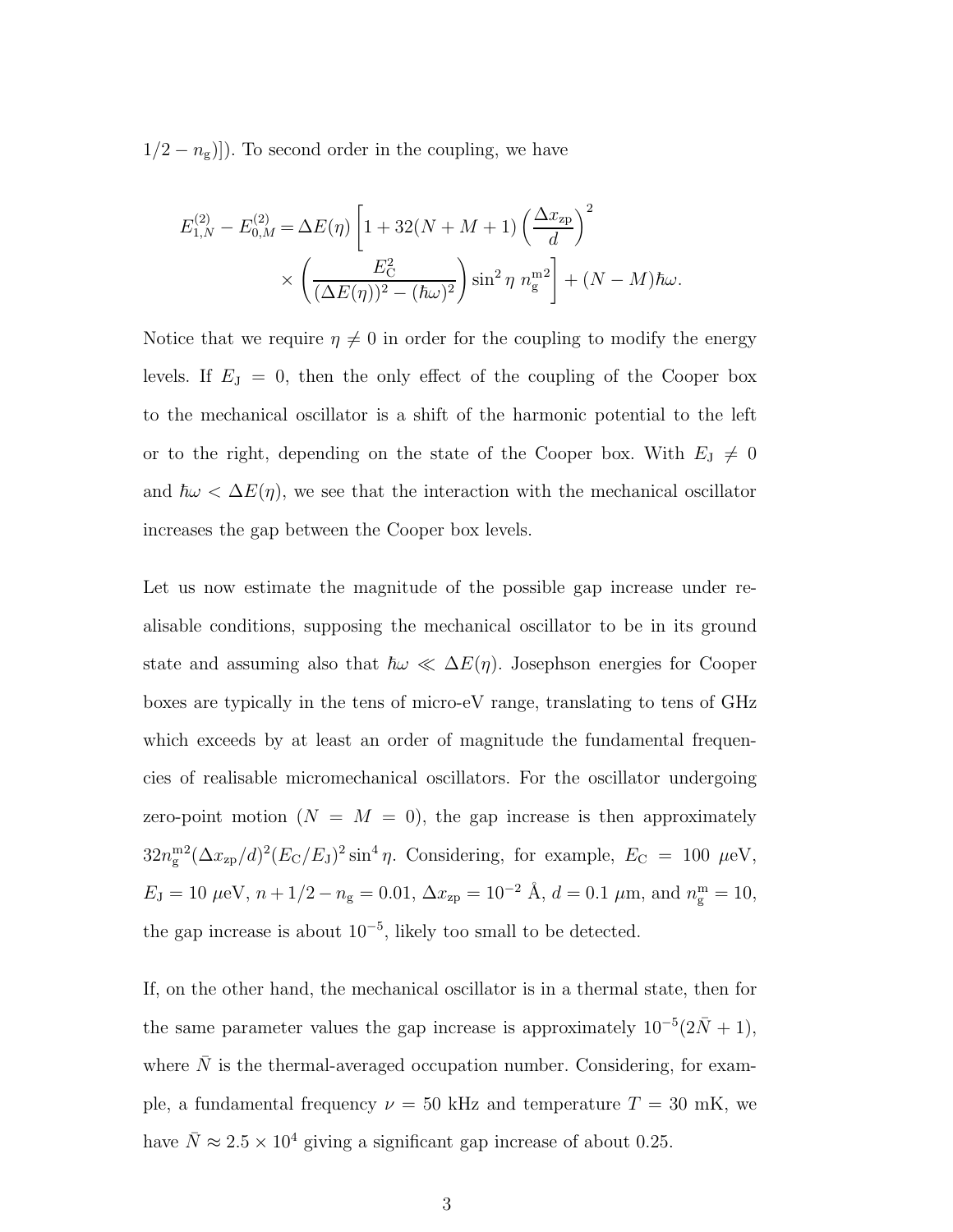$1/2 - n_{\rm g})]$). To second order in the coupling, we have

$$
\begin{aligned}
E_{1,N}^{(2)} - E_{0,M}^{(2)} = \Delta E(\eta) \Bigg[ 1 + 32(N+M+1) \left( \frac{\Delta x_{\rm zp}}{d} \right)^2 \\
\times \left( \frac{E_{\rm C}^2}{(\Delta E(\eta))^2 - (\hbar\omega)^2} \right) \sin^2\eta \; n_{\rm g}^{\rm m2} \Bigg] + (N-M)\hbar\omega.
\end{aligned}
$$

Notice that we require $\eta \neq 0$ in order for the coupling to modify the energy levels. If $E_{\rm J} = 0$, then the only effect of the coupling of the Cooper box to the mechanical oscillator is a shift of the harmonic potential to the left or to the right, depending on the state of the Cooper box. With $E_{\rm J} \neq 0$ and $\hbar\omega < \Delta E(\eta)$, we see that the interaction with the mechanical oscillator increases the gap between the Cooper box levels.

Let us now estimate the magnitude of the possible gap increase under realisable conditions, supposing the mechanical oscillator to be in its ground state and assuming also that $\hbar\omega \ll \Delta E(\eta)$. Josephson energies for Cooper boxes are typically in the tens of micro-eV range, translating to tens of GHz which exceeds by at least an order of magnitude the fundamental frequencies of realisable micromechanical oscillators. For the oscillator undergoing zero-point motion ($N = M = 0$), the gap increase is then approximately $32 n_{\rm g}^{\rm m2} (\Delta x_{\rm zp}/d)^2 (E_{\rm C}/E_{\rm J})^2 \sin^4\eta$. Considering, for example, $E_{\rm C} = 100$ $\mu$eV, $E_{\rm J} = 10$ $\mu$eV, $n + 1/2 - n_{\rm g} = 0.01$, $\Delta x_{\rm zp} = 10^{-2}$ Å, $d = 0.1$ $\mu$m, and $n_{\rm g}^{\rm m} = 10$, the gap increase is about $10^{-5}$, likely too small to be detected.

If, on the other hand, the mechanical oscillator is in a thermal state, then for the same parameter values the gap increase is approximately $10^{-5}(2\bar{N} + 1)$, where $\bar{N}$ is the thermal-averaged occupation number. Considering, for example, a fundamental frequency $\nu = 50$ kHz and temperature $T = 30$ mK, we have $\bar{N} \approx 2.5 \times 10^4$ giving a significant gap increase of about 0.25.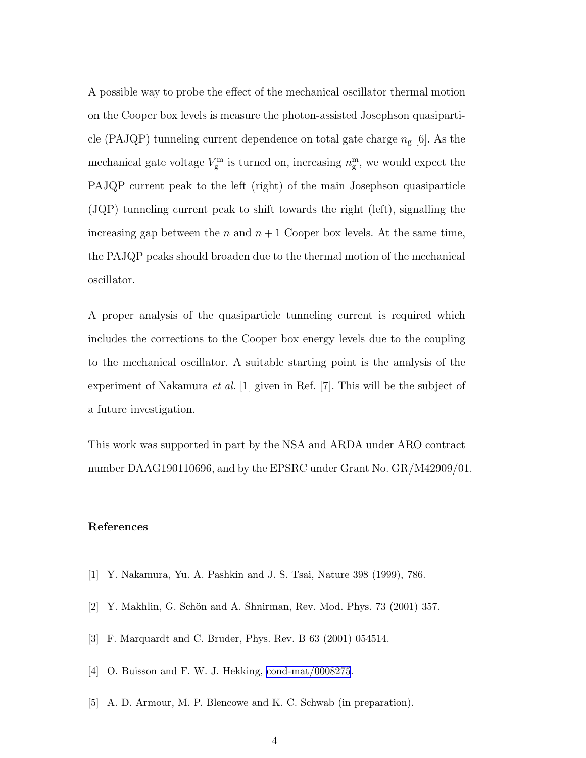A possible way to probe the effect of the mechanical oscillator thermal motion on the Cooper box levels is measure the photon-assisted Josephson quasiparticle (PAJQP) tunneling current dependence on total gate charge $n_{\mathrm{g}}$ [6]. As the mechanical gate voltage $V_{\mathrm{g}}^{\mathrm{m}}$ is turned on, increasing $n_{\mathrm{g}}^{\mathrm{m}}$, we would expect the PAJQP current peak to the left (right) of the main Josephson quasiparticle (JQP) tunneling current peak to shift towards the right (left), signalling the increasing gap between the $n$ and $n+1$ Cooper box levels. At the same time, the PAJQP peaks should broaden due to the thermal motion of the mechanical oscillator.

A proper analysis of the quasiparticle tunneling current is required which includes the corrections to the Cooper box energy levels due to the coupling to the mechanical oscillator. A suitable starting point is the analysis of the experiment of Nakamura *et al.* [1] given in Ref. [7]. This will be the subject of a future investigation.

This work was supported in part by the NSA and ARDA under ARO contract number DAAG190110696, and by the EPSRC under Grant No. GR/M42909/01.

## References

[1] Y. Nakamura, Yu. A. Pashkin and J. S. Tsai, Nature 398 (1999), 786.

[2] Y. Makhlin, G. Schön and A. Shnirman, Rev. Mod. Phys. 73 (2001) 357.

[3] F. Marquardt and C. Bruder, Phys. Rev. B 63 (2001) 054514.

[4] O. Buisson and F. W. J. Hekking, cond-mat/0008275.

[5] A. D. Armour, M. P. Blencowe and K. C. Schwab (in preparation).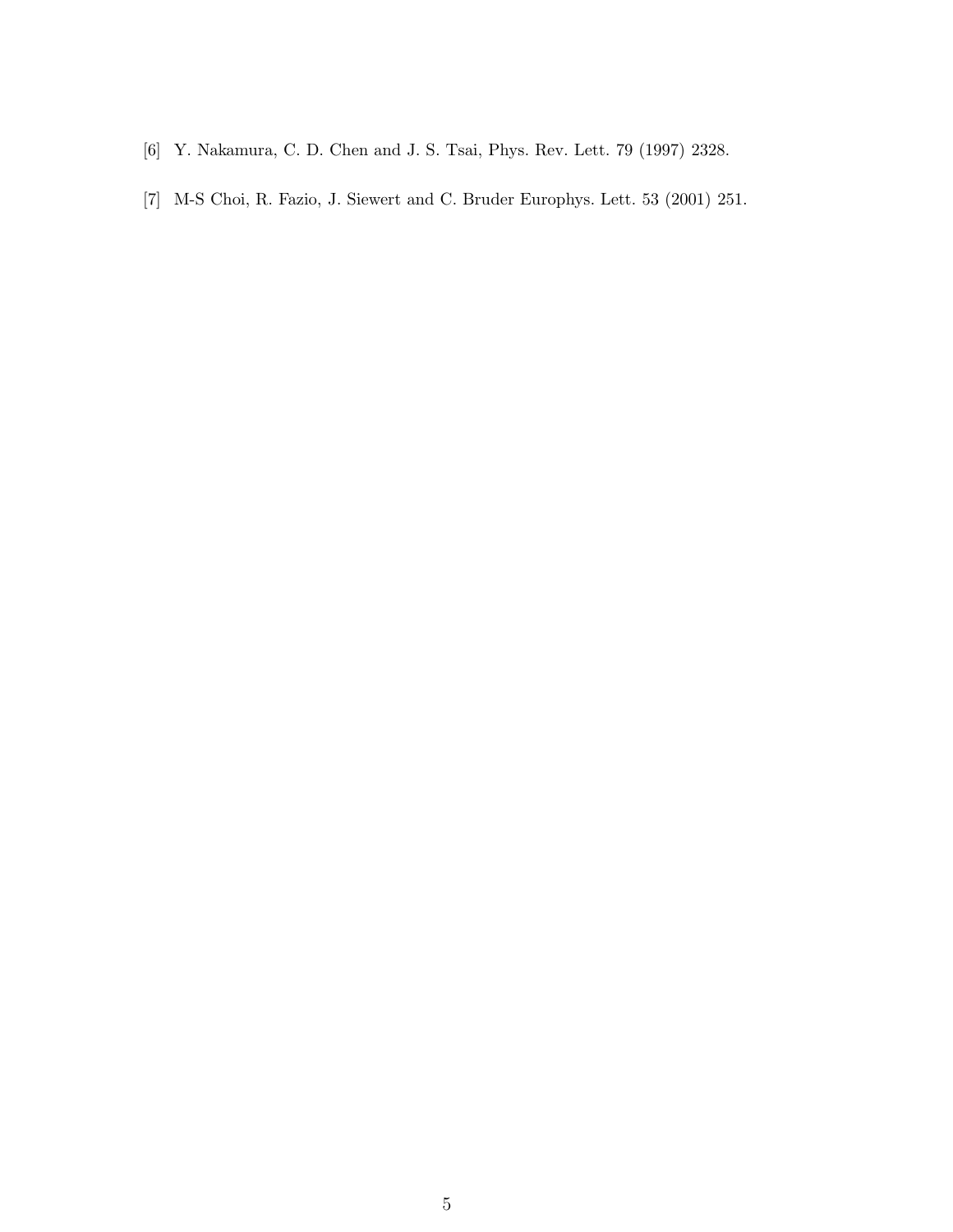[6] Y. Nakamura, C. D. Chen and J. S. Tsai, Phys. Rev. Lett. 79 (1997) 2328.

[7] M-S Choi, R. Fazio, J. Siewert and C. Bruder Europhys. Lett. 53 (2001) 251.